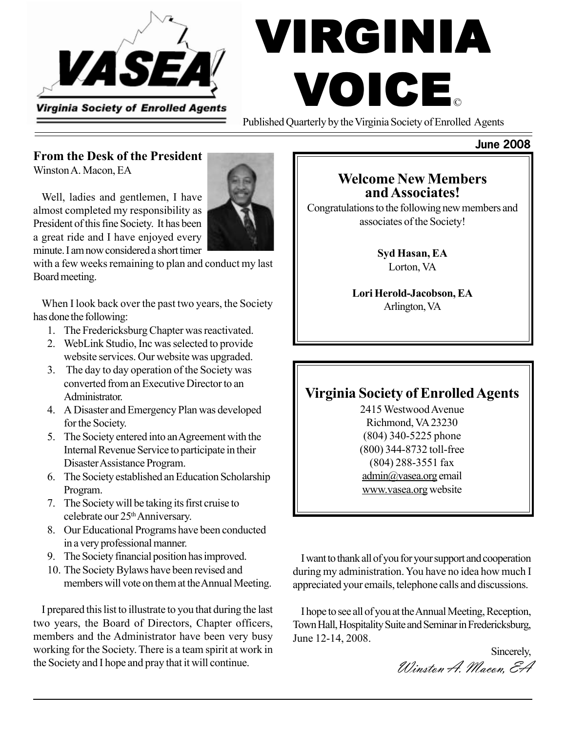# VIRGINIA VOICE©

Virginia Society of Enrolled Agents

Published Quarterly by the Virginia Society of Enrolled Agents

**June 2008**

## From the Desk of the President

Winston A. Macon, EA

Well, ladies and gentlemen, I have almost completed my responsibility as President of this fine Society. It has been a great ride and I have enjoyed every minute. I am now considered a short timer with a few weeks remaining to plan and conduct my last Board meeting.

When I look back over the past two years, the Society has done the following:

1. The Fredericksburg Chapter was reactivated.
2. WebLink Studio, Inc was selected to provide website services. Our website was upgraded.
3. The day to day operation of the Society was converted from an Executive Director to an Administrator.
4. A Disaster and Emergency Plan was developed for the Society.
5. The Society entered into an Agreement with the Internal Revenue Service to participate in their Disaster Assistance Program.
6. The Society established an Education Scholarship Program.
7. The Society will be taking its first cruise to celebrate our 25th Anniversary.
8. Our Educational Programs have been conducted in a very professional manner.
9. The Society financial position has improved.
10. The Society Bylaws have been revised and members will vote on them at the Annual Meeting.

I prepared this list to illustrate to you that during the last two years, the Board of Directors, Chapter officers, members and the Administrator have been very busy working for the Society. There is a team spirit at work in the Society and I hope and pray that it will continue.

I want to thank all of you for your support and cooperation during my administration. You have no idea how much I appreciated your emails, telephone calls and discussions.

I hope to see all of you at the Annual Meeting, Reception, Town Hall, Hospitality Suite and Seminar in Fredericksburg, June 12-14, 2008.

Sincerely,

*Winston A. Macon, EA*

## Welcome New Members and Associates!

Congratulations to the following new members and associates of the Society!

**Syd Hasan, EA**
Lorton, VA

**Lori Herold-Jacobson, EA**
Arlington, VA

## Virginia Society of Enrolled Agents

2415 Westwood Avenue
Richmond, VA 23230
(804) 340-5225 phone
(800) 344-8732 toll-free
(804) 288-3551 fax
admin@vasea.org email
www.vasea.org website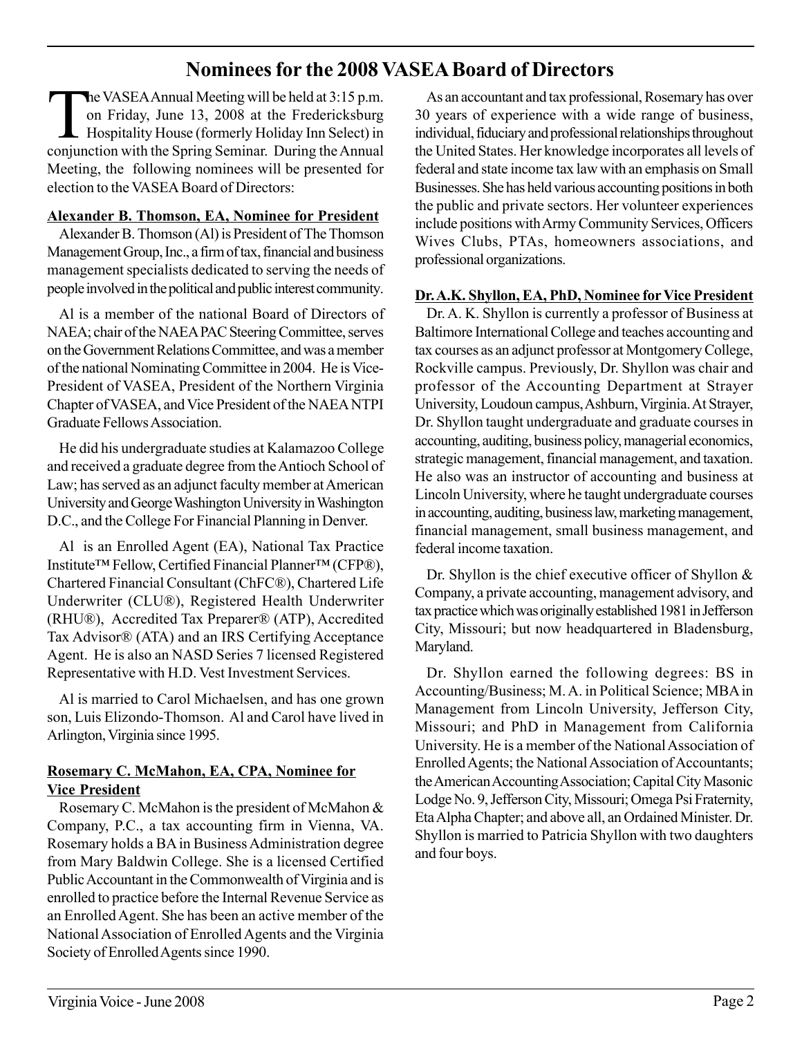# Nominees for the 2008 VASEA Board of Directors

The VASEA Annual Meeting will be held at 3:15 p.m. on Friday, June 13, 2008 at the Fredericksburg Hospitality House (formerly Holiday Inn Select) in conjunction with the Spring Seminar. During the Annual Meeting, the following nominees will be presented for election to the VASEA Board of Directors:

**Alexander B. Thomson, EA, Nominee for President**

Alexander B. Thomson (Al) is President of The Thomson Management Group, Inc., a firm of tax, financial and business management specialists dedicated to serving the needs of people involved in the political and public interest community.

Al is a member of the national Board of Directors of NAEA; chair of the NAEA PAC Steering Committee, serves on the Government Relations Committee, and was a member of the national Nominating Committee in 2004. He is Vice-President of VASEA, President of the Northern Virginia Chapter of VASEA, and Vice President of the NAEA NTPI Graduate Fellows Association.

He did his undergraduate studies at Kalamazoo College and received a graduate degree from the Antioch School of Law; has served as an adjunct faculty member at American University and George Washington University in Washington D.C., and the College For Financial Planning in Denver.

Al is an Enrolled Agent (EA), National Tax Practice Institute™ Fellow, Certified Financial Planner™ (CFP®), Chartered Financial Consultant (ChFC®), Chartered Life Underwriter (CLU®), Registered Health Underwriter (RHU®), Accredited Tax Preparer® (ATP), Accredited Tax Advisor® (ATA) and an IRS Certifying Acceptance Agent. He is also an NASD Series 7 licensed Registered Representative with H.D. Vest Investment Services.

Al is married to Carol Michaelsen, and has one grown son, Luis Elizondo-Thomson. Al and Carol have lived in Arlington, Virginia since 1995.

**Rosemary C. McMahon, EA, CPA, Nominee for Vice President**

Rosemary C. McMahon is the president of McMahon & Company, P.C., a tax accounting firm in Vienna, VA. Rosemary holds a BA in Business Administration degree from Mary Baldwin College. She is a licensed Certified Public Accountant in the Commonwealth of Virginia and is enrolled to practice before the Internal Revenue Service as an Enrolled Agent. She has been an active member of the National Association of Enrolled Agents and the Virginia Society of Enrolled Agents since 1990.

As an accountant and tax professional, Rosemary has over 30 years of experience with a wide range of business, individual, fiduciary and professional relationships throughout the United States. Her knowledge incorporates all levels of federal and state income tax law with an emphasis on Small Businesses. She has held various accounting positions in both the public and private sectors. Her volunteer experiences include positions with Army Community Services, Officers Wives Clubs, PTAs, homeowners associations, and professional organizations.

**Dr. A.K. Shyllon, EA, PhD, Nominee for Vice President**

Dr. A. K. Shyllon is currently a professor of Business at Baltimore International College and teaches accounting and tax courses as an adjunct professor at Montgomery College, Rockville campus. Previously, Dr. Shyllon was chair and professor of the Accounting Department at Strayer University, Loudoun campus, Ashburn, Virginia. At Strayer, Dr. Shyllon taught undergraduate and graduate courses in accounting, auditing, business policy, managerial economics, strategic management, financial management, and taxation. He also was an instructor of accounting and business at Lincoln University, where he taught undergraduate courses in accounting, auditing, business law, marketing management, financial management, small business management, and federal income taxation.

Dr. Shyllon is the chief executive officer of Shyllon & Company, a private accounting, management advisory, and tax practice which was originally established 1981 in Jefferson City, Missouri; but now headquartered in Bladensburg, Maryland.

Dr. Shyllon earned the following degrees: BS in Accounting/Business; M. A. in Political Science; MBA in Management from Lincoln University, Jefferson City, Missouri; and PhD in Management from California University. He is a member of the National Association of Enrolled Agents; the National Association of Accountants; the American Accounting Association; Capital City Masonic Lodge No. 9, Jefferson City, Missouri; Omega Psi Fraternity, Eta Alpha Chapter; and above all, an Ordained Minister. Dr. Shyllon is married to Patricia Shyllon with two daughters and four boys.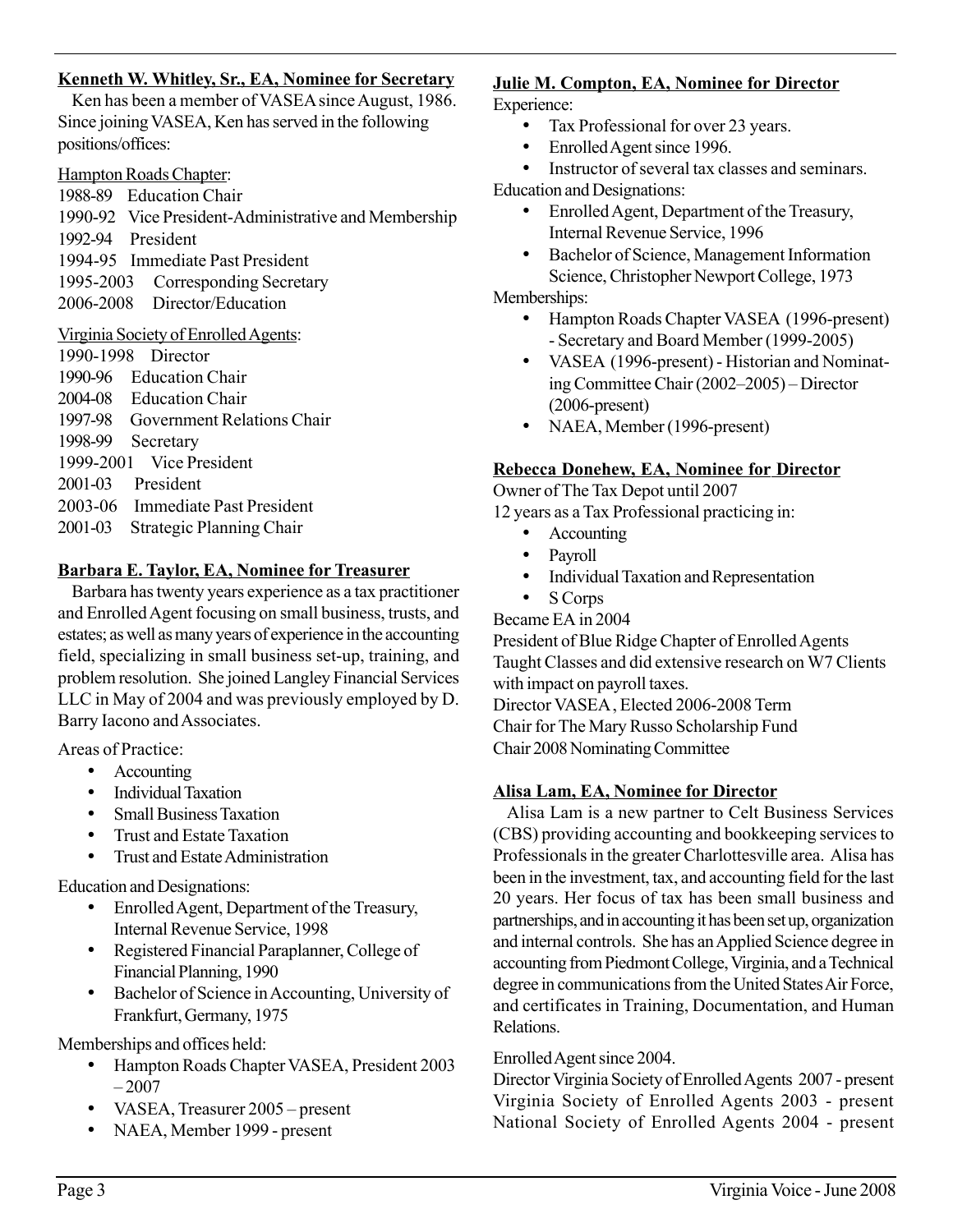**Kenneth W. Whitley, Sr., EA, Nominee for Secretary**

Ken has been a member of VASEA since August, 1986. Since joining VASEA, Ken has served in the following positions/offices:

Hampton Roads Chapter:

1988-89 Education Chair
1990-92 Vice President-Administrative and Membership
1992-94 President
1994-95 Immediate Past President
1995-2003 Corresponding Secretary
2006-2008 Director/Education

Virginia Society of Enrolled Agents:

1990-1998 Director
1990-96 Education Chair
2004-08 Education Chair
1997-98 Government Relations Chair
1998-99 Secretary
1999-2001 Vice President
2001-03 President
2003-06 Immediate Past President
2001-03 Strategic Planning Chair

**Barbara E. Taylor, EA, Nominee for Treasurer**

Barbara has twenty years experience as a tax practitioner and Enrolled Agent focusing on small business, trusts, and estates; as well as many years of experience in the accounting field, specializing in small business set-up, training, and problem resolution. She joined Langley Financial Services LLC in May of 2004 and was previously employed by D. Barry Iacono and Associates.

Areas of Practice:

- Accounting
- Individual Taxation
- Small Business Taxation
- Trust and Estate Taxation
- Trust and Estate Administration

Education and Designations:

- Enrolled Agent, Department of the Treasury, Internal Revenue Service, 1998
- Registered Financial Paraplanner, College of Financial Planning, 1990
- Bachelor of Science in Accounting, University of Frankfurt, Germany, 1975

Memberships and offices held:

- Hampton Roads Chapter VASEA, President 2003 – 2007
- VASEA, Treasurer 2005 – present
- NAEA, Member 1999 - present

**Julie M. Compton, EA, Nominee for Director**

Experience:

- Tax Professional for over 23 years.
- Enrolled Agent since 1996.
- Instructor of several tax classes and seminars.

Education and Designations:

- Enrolled Agent, Department of the Treasury, Internal Revenue Service, 1996
- Bachelor of Science, Management Information Science, Christopher Newport College, 1973

Memberships:

- Hampton Roads Chapter VASEA (1996-present) - Secretary and Board Member (1999-2005)
- VASEA (1996-present) - Historian and Nominating Committee Chair (2002–2005) – Director (2006-present)
- NAEA, Member (1996-present)

**Rebecca Donehew, EA, Nominee for Director**

Owner of The Tax Depot until 2007
12 years as a Tax Professional practicing in:

- Accounting
- Payroll
- Individual Taxation and Representation
- S Corps

Became EA in 2004
President of Blue Ridge Chapter of Enrolled Agents
Taught Classes and did extensive research on W7 Clients with impact on payroll taxes.
Director VASEA, Elected 2006-2008 Term
Chair for The Mary Russo Scholarship Fund
Chair 2008 Nominating Committee

**Alisa Lam, EA, Nominee for Director**

Alisa Lam is a new partner to Celt Business Services (CBS) providing accounting and bookkeeping services to Professionals in the greater Charlottesville area. Alisa has been in the investment, tax, and accounting field for the last 20 years. Her focus of tax has been small business and partnerships, and in accounting it has been set up, organization and internal controls. She has an Applied Science degree in accounting from Piedmont College, Virginia, and a Technical degree in communications from the United States Air Force, and certificates in Training, Documentation, and Human Relations.

Enrolled Agent since 2004.
Director Virginia Society of Enrolled Agents 2007 - present
Virginia Society of Enrolled Agents 2003 - present
National Society of Enrolled Agents 2004 - present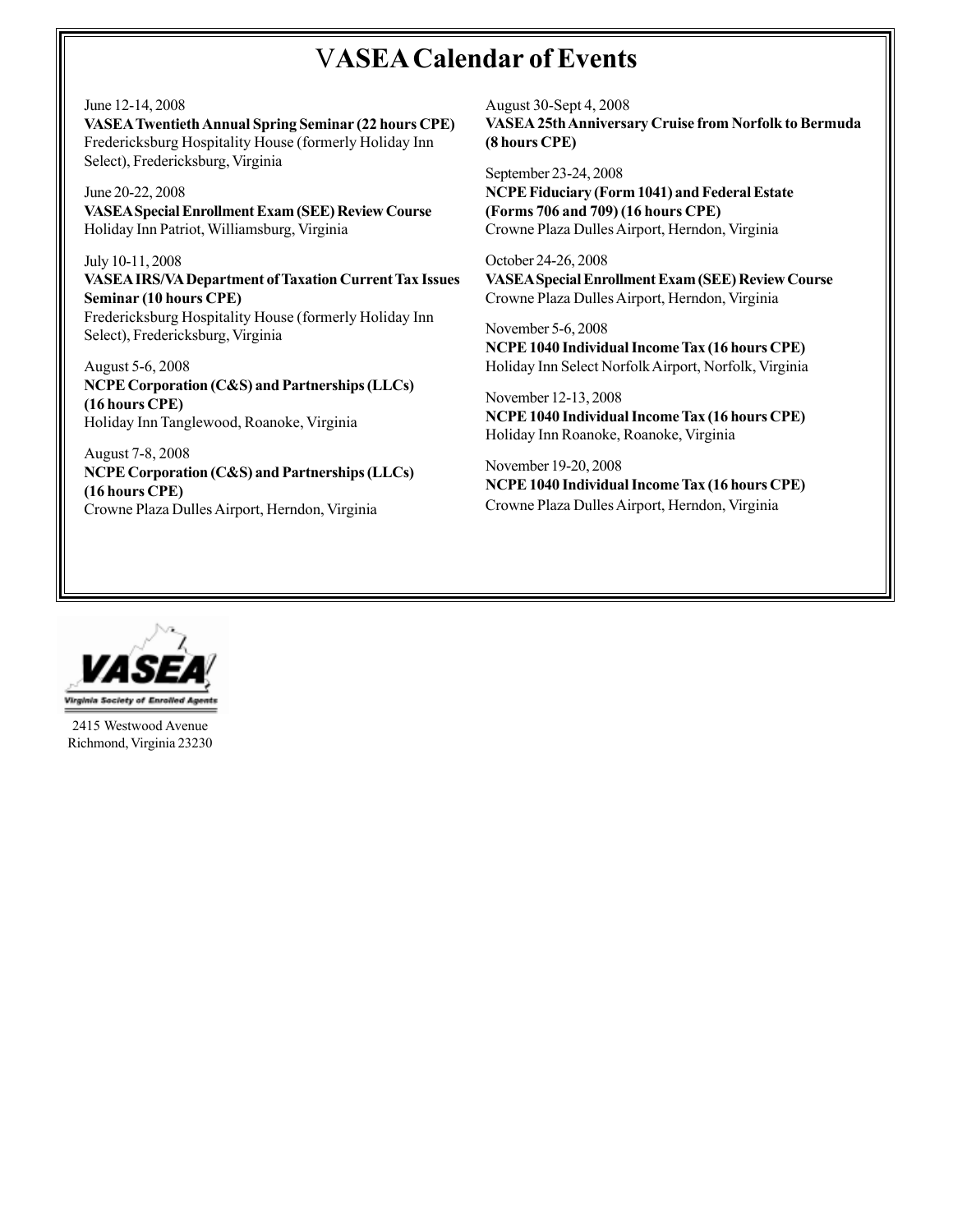# VASEA Calendar of Events

June 12-14, 2008
**VASEA Twentieth Annual Spring Seminar (22 hours CPE)**
Fredericksburg Hospitality House (formerly Holiday Inn Select), Fredericksburg, Virginia

June 20-22, 2008
**VASEA Special Enrollment Exam (SEE) Review Course**
Holiday Inn Patriot, Williamsburg, Virginia

July 10-11, 2008
**VASEA IRS/VA Department of Taxation Current Tax Issues Seminar (10 hours CPE)**
Fredericksburg Hospitality House (formerly Holiday Inn Select), Fredericksburg, Virginia

August 5-6, 2008
**NCPE Corporation (C&S) and Partnerships (LLCs) (16 hours CPE)**
Holiday Inn Tanglewood, Roanoke, Virginia

August 7-8, 2008
**NCPE Corporation (C&S) and Partnerships (LLCs) (16 hours CPE)**
Crowne Plaza Dulles Airport, Herndon, Virginia

August 30-Sept 4, 2008
**VASEA 25th Anniversary Cruise from Norfolk to Bermuda (8 hours CPE)**

September 23-24, 2008
**NCPE Fiduciary (Form 1041) and Federal Estate (Forms 706 and 709) (16 hours CPE)**
Crowne Plaza Dulles Airport, Herndon, Virginia

October 24-26, 2008
**VASEA Special Enrollment Exam (SEE) Review Course**
Crowne Plaza Dulles Airport, Herndon, Virginia

November 5-6, 2008
**NCPE 1040 Individual Income Tax (16 hours CPE)**
Holiday Inn Select Norfolk Airport, Norfolk, Virginia

November 12-13, 2008
**NCPE 1040 Individual Income Tax (16 hours CPE)**
Holiday Inn Roanoke, Roanoke, Virginia

November 19-20, 2008
**NCPE 1040 Individual Income Tax (16 hours CPE)**
Crowne Plaza Dulles Airport, Herndon, Virginia

VASEA
Virginia Society of Enrolled Agents

2415 Westwood Avenue
Richmond, Virginia 23230